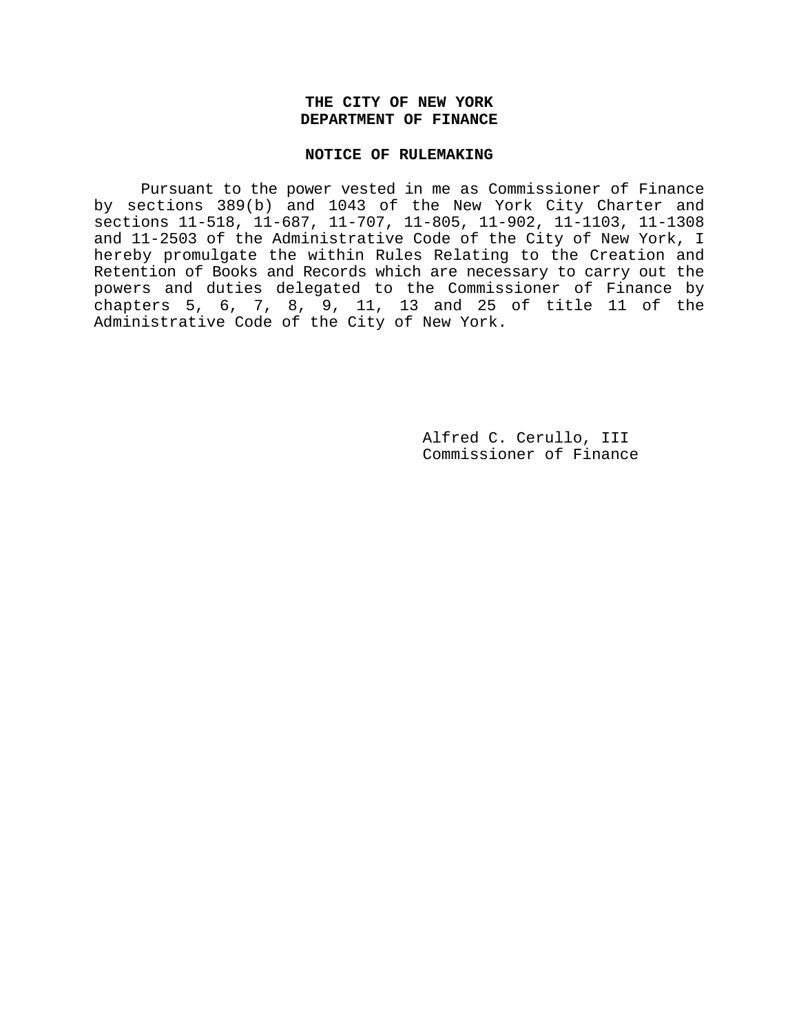**THE CITY OF NEW YORK**
**DEPARTMENT OF FINANCE**

**NOTICE OF RULEMAKING**

Pursuant to the power vested in me as Commissioner of Finance by sections 389(b) and 1043 of the New York City Charter and sections 11-518, 11-687, 11-707, 11-805, 11-902, 11-1103, 11-1308 and 11-2503 of the Administrative Code of the City of New York, I hereby promulgate the within Rules Relating to the Creation and Retention of Books and Records which are necessary to carry out the powers and duties delegated to the Commissioner of Finance by chapters 5, 6, 7, 8, 9, 11, 13 and 25 of title 11 of the Administrative Code of the City of New York.

Alfred C. Cerullo, III
Commissioner of Finance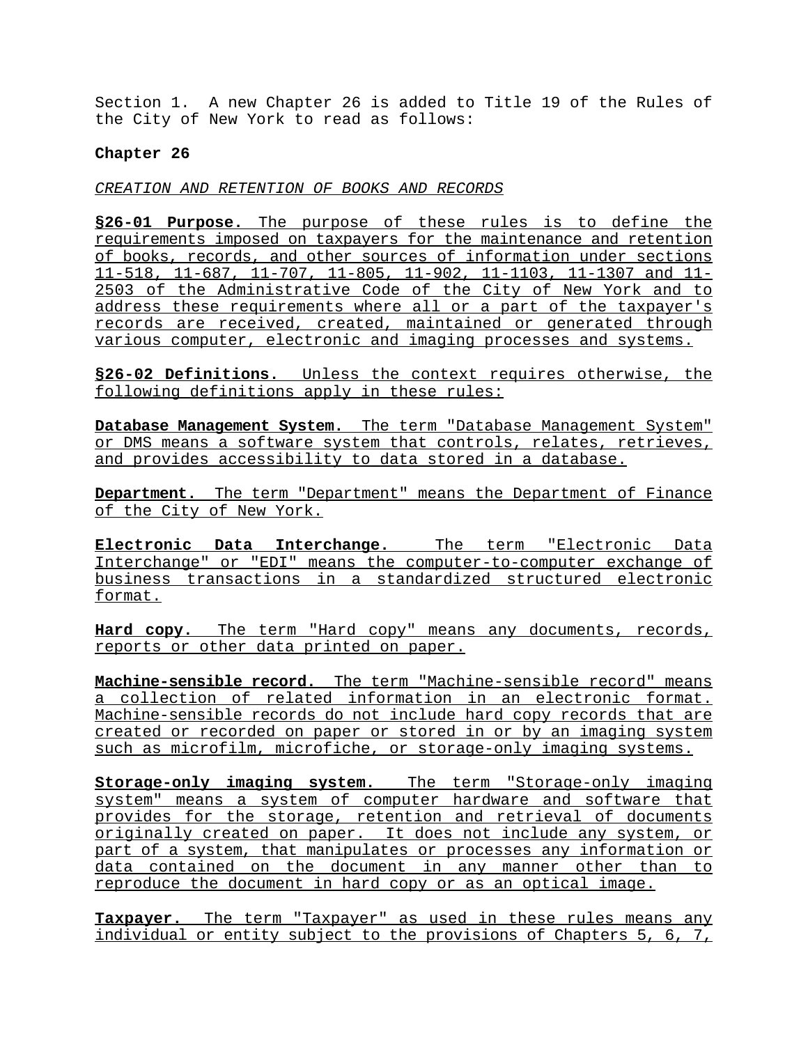Section 1. A new Chapter 26 is added to Title 19 of the Rules of the City of New York to read as follows:

**Chapter 26**

*CREATION AND RETENTION OF BOOKS AND RECORDS*

**§26-01 Purpose.** The purpose of these rules is to define the requirements imposed on taxpayers for the maintenance and retention of books, records, and other sources of information under sections 11-518, 11-687, 11-707, 11-805, 11-902, 11-1103, 11-1307 and 11-2503 of the Administrative Code of the City of New York and to address these requirements where all or a part of the taxpayer's records are received, created, maintained or generated through various computer, electronic and imaging processes and systems.

**§26-02 Definitions.** Unless the context requires otherwise, the following definitions apply in these rules:

**Database Management System.** The term "Database Management System" or DMS means a software system that controls, relates, retrieves, and provides accessibility to data stored in a database.

**Department.** The term "Department" means the Department of Finance of the City of New York.

**Electronic Data Interchange.** The term "Electronic Data Interchange" or "EDI" means the computer-to-computer exchange of business transactions in a standardized structured electronic format.

**Hard copy.** The term "Hard copy" means any documents, records, reports or other data printed on paper.

**Machine-sensible record.** The term "Machine-sensible record" means a collection of related information in an electronic format. Machine-sensible records do not include hard copy records that are created or recorded on paper or stored in or by an imaging system such as microfilm, microfiche, or storage-only imaging systems.

**Storage-only imaging system.** The term "Storage-only imaging system" means a system of computer hardware and software that provides for the storage, retention and retrieval of documents originally created on paper. It does not include any system, or part of a system, that manipulates or processes any information or data contained on the document in any manner other than to reproduce the document in hard copy or as an optical image.

**Taxpayer.** The term "Taxpayer" as used in these rules means any individual or entity subject to the provisions of Chapters 5, 6, 7,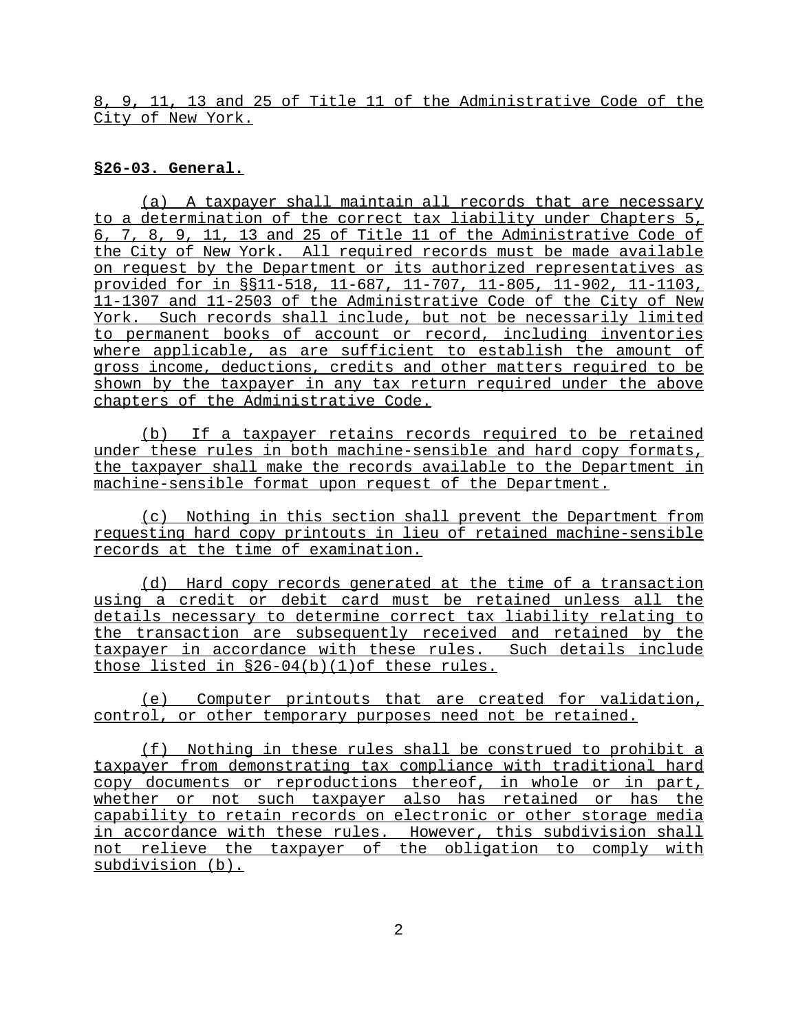8, 9, 11, 13 and 25 of Title 11 of the Administrative Code of the City of New York.

**§26-03. General.**

(a) A taxpayer shall maintain all records that are necessary to a determination of the correct tax liability under Chapters 5, 6, 7, 8, 9, 11, 13 and 25 of Title 11 of the Administrative Code of the City of New York. All required records must be made available on request by the Department or its authorized representatives as provided for in §§11-518, 11-687, 11-707, 11-805, 11-902, 11-1103, 11-1307 and 11-2503 of the Administrative Code of the City of New York. Such records shall include, but not be necessarily limited to permanent books of account or record, including inventories where applicable, as are sufficient to establish the amount of gross income, deductions, credits and other matters required to be shown by the taxpayer in any tax return required under the above chapters of the Administrative Code.

(b) If a taxpayer retains records required to be retained under these rules in both machine-sensible and hard copy formats, the taxpayer shall make the records available to the Department in machine-sensible format upon request of the Department.

(c) Nothing in this section shall prevent the Department from requesting hard copy printouts in lieu of retained machine-sensible records at the time of examination.

(d) Hard copy records generated at the time of a transaction using a credit or debit card must be retained unless all the details necessary to determine correct tax liability relating to the transaction are subsequently received and retained by the taxpayer in accordance with these rules. Such details include those listed in §26-04(b)(1)of these rules.

(e) Computer printouts that are created for validation, control, or other temporary purposes need not be retained.

(f) Nothing in these rules shall be construed to prohibit a taxpayer from demonstrating tax compliance with traditional hard copy documents or reproductions thereof, in whole or in part, whether or not such taxpayer also has retained or has the capability to retain records on electronic or other storage media in accordance with these rules. However, this subdivision shall not relieve the taxpayer of the obligation to comply with subdivision (b).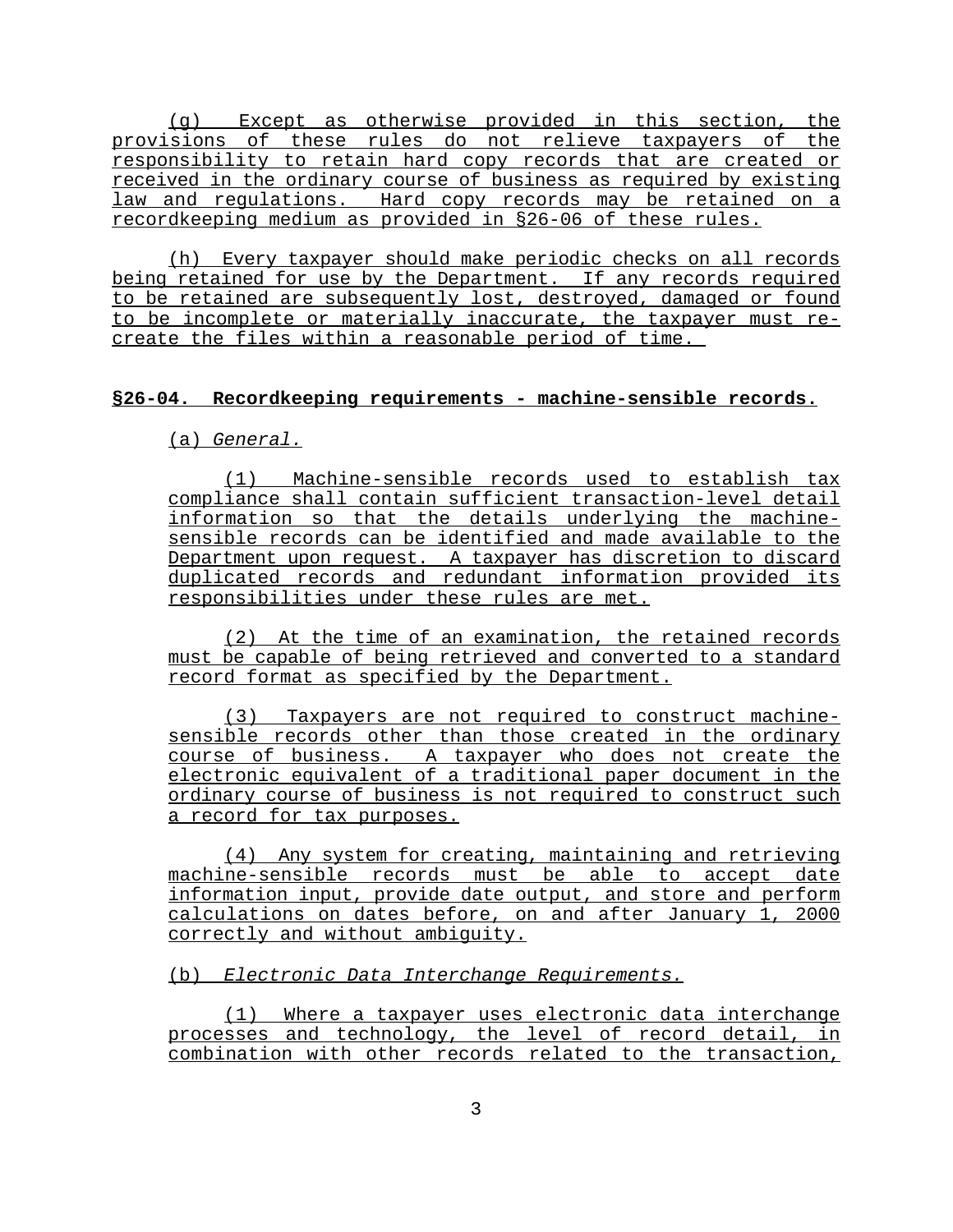(g) Except as otherwise provided in this section, the provisions of these rules do not relieve taxpayers of the responsibility to retain hard copy records that are created or received in the ordinary course of business as required by existing law and regulations. Hard copy records may be retained on a recordkeeping medium as provided in §26-06 of these rules.

(h) Every taxpayer should make periodic checks on all records being retained for use by the Department. If any records required to be retained are subsequently lost, destroyed, damaged or found to be incomplete or materially inaccurate, the taxpayer must re-create the files within a reasonable period of time.

**§26-04. Recordkeeping requirements - machine-sensible records.**

(a) *General.*

(1) Machine-sensible records used to establish tax compliance shall contain sufficient transaction-level detail information so that the details underlying the machine-sensible records can be identified and made available to the Department upon request. A taxpayer has discretion to discard duplicated records and redundant information provided its responsibilities under these rules are met.

(2) At the time of an examination, the retained records must be capable of being retrieved and converted to a standard record format as specified by the Department.

(3) Taxpayers are not required to construct machine-sensible records other than those created in the ordinary course of business. A taxpayer who does not create the electronic equivalent of a traditional paper document in the ordinary course of business is not required to construct such a record for tax purposes.

(4) Any system for creating, maintaining and retrieving machine-sensible records must be able to accept date information input, provide date output, and store and perform calculations on dates before, on and after January 1, 2000 correctly and without ambiguity.

(b) *Electronic Data Interchange Requirements.*

(1) Where a taxpayer uses electronic data interchange processes and technology, the level of record detail, in combination with other records related to the transaction,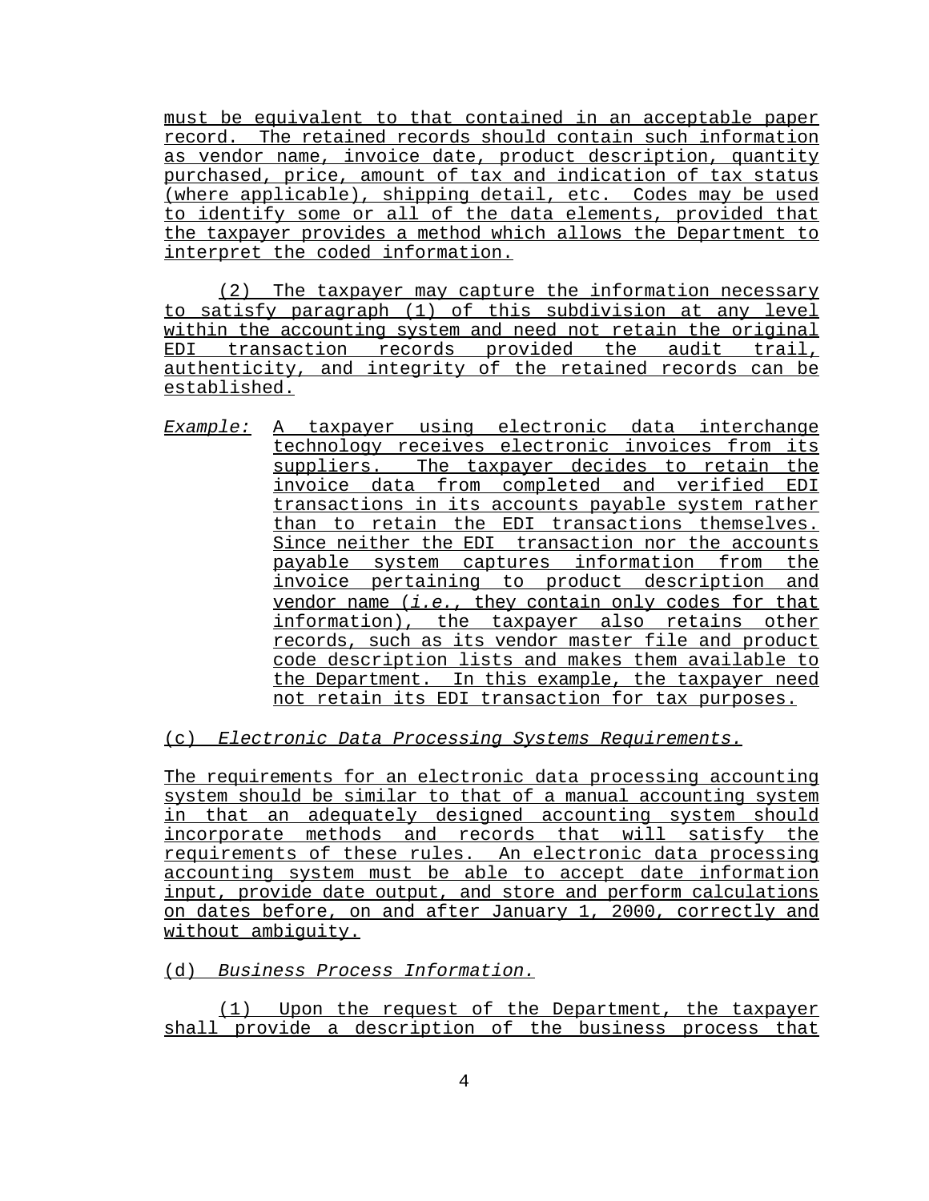must be equivalent to that contained in an acceptable paper record. The retained records should contain such information as vendor name, invoice date, product description, quantity purchased, price, amount of tax and indication of tax status (where applicable), shipping detail, etc. Codes may be used to identify some or all of the data elements, provided that the taxpayer provides a method which allows the Department to interpret the coded information.

(2) The taxpayer may capture the information necessary to satisfy paragraph (1) of this subdivision at any level within the accounting system and need not retain the original EDI transaction records provided the audit trail, authenticity, and integrity of the retained records can be established.

*Example:* A taxpayer using electronic data interchange technology receives electronic invoices from its suppliers. The taxpayer decides to retain the invoice data from completed and verified EDI transactions in its accounts payable system rather than to retain the EDI transactions themselves. Since neither the EDI transaction nor the accounts payable system captures information from the invoice pertaining to product description and vendor name (*i.e.*, they contain only codes for that information), the taxpayer also retains other records, such as its vendor master file and product code description lists and makes them available to the Department. In this example, the taxpayer need not retain its EDI transaction for tax purposes.

(c) *Electronic Data Processing Systems Requirements.*

The requirements for an electronic data processing accounting system should be similar to that of a manual accounting system in that an adequately designed accounting system should incorporate methods and records that will satisfy the requirements of these rules. An electronic data processing accounting system must be able to accept date information input, provide date output, and store and perform calculations on dates before, on and after January 1, 2000, correctly and without ambiguity.

(d) *Business Process Information.*

(1) Upon the request of the Department, the taxpayer shall provide a description of the business process that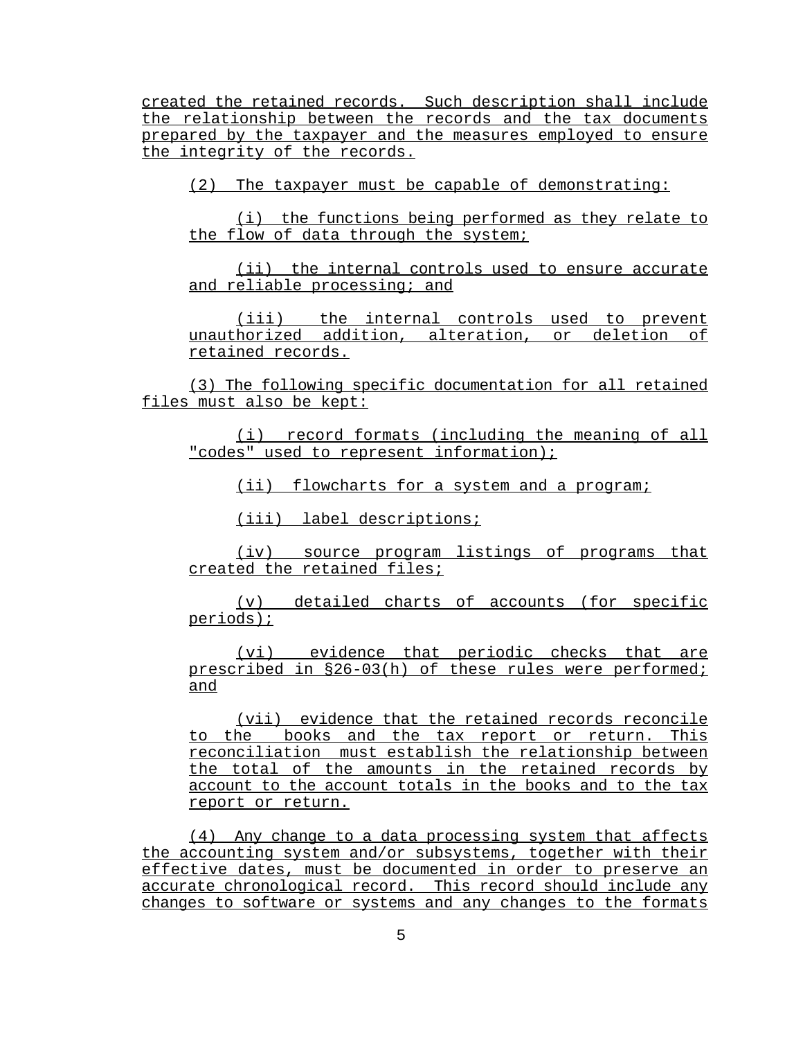created the retained records. Such description shall include the relationship between the records and the tax documents prepared by the taxpayer and the measures employed to ensure the integrity of the records.

(2) The taxpayer must be capable of demonstrating:

(i) the functions being performed as they relate to the flow of data through the system;

(ii) the internal controls used to ensure accurate and reliable processing; and

(iii) the internal controls used to prevent unauthorized addition, alteration, or deletion of retained records.

(3) The following specific documentation for all retained files must also be kept:

(i) record formats (including the meaning of all "codes" used to represent information);

(ii) flowcharts for a system and a program;

(iii) label descriptions;

(iv) source program listings of programs that created the retained files;

(v) detailed charts of accounts (for specific periods);

(vi) evidence that periodic checks that are prescribed in §26-03(h) of these rules were performed; and

(vii) evidence that the retained records reconcile to the books and the tax report or return. This reconciliation must establish the relationship between the total of the amounts in the retained records by account to the account totals in the books and to the tax report or return.

(4) Any change to a data processing system that affects the accounting system and/or subsystems, together with their effective dates, must be documented in order to preserve an accurate chronological record. This record should include any changes to software or systems and any changes to the formats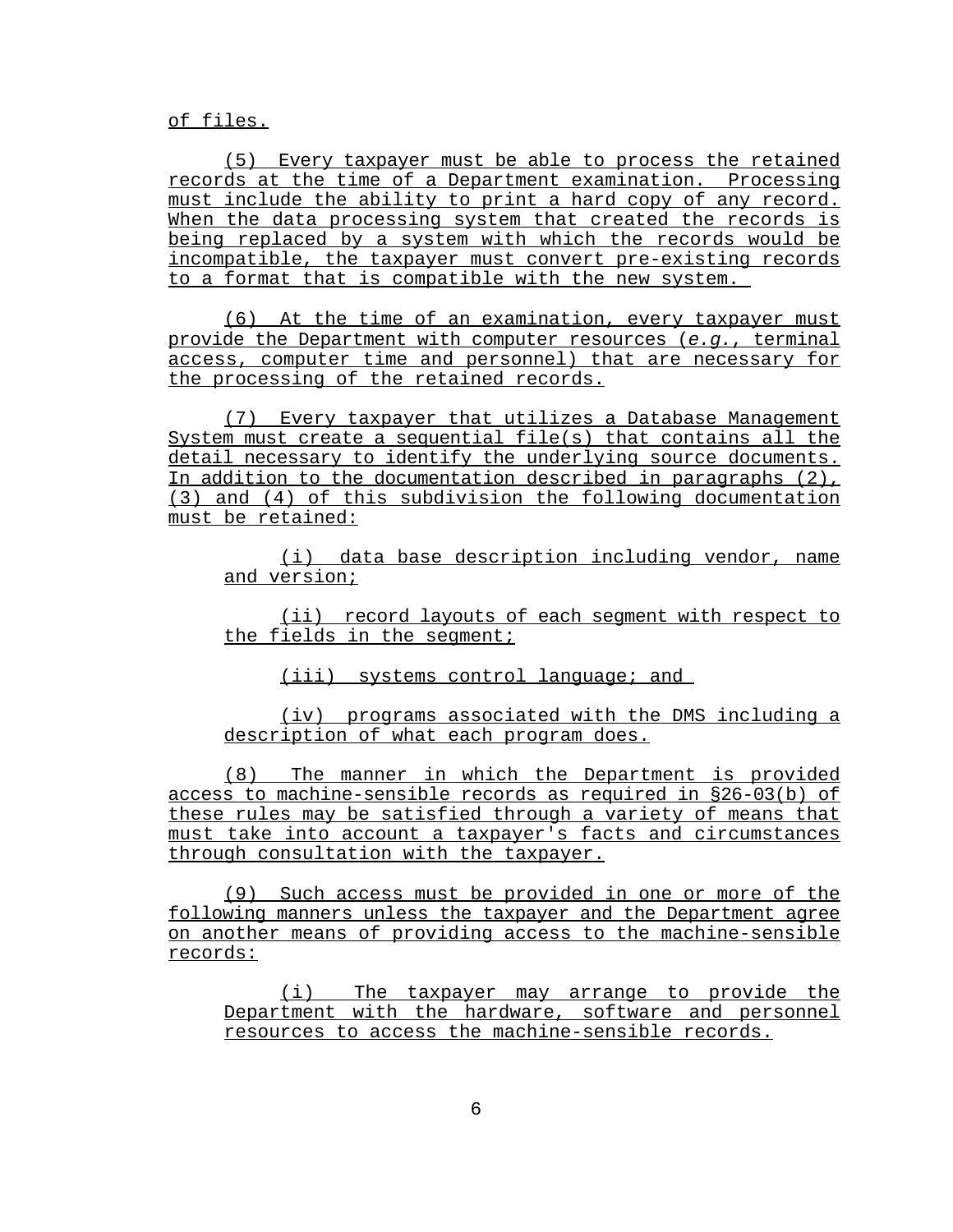of files.

(5) Every taxpayer must be able to process the retained records at the time of a Department examination. Processing must include the ability to print a hard copy of any record. When the data processing system that created the records is being replaced by a system with which the records would be incompatible, the taxpayer must convert pre-existing records to a format that is compatible with the new system.

(6) At the time of an examination, every taxpayer must provide the Department with computer resources (*e.g.*, terminal access, computer time and personnel) that are necessary for the processing of the retained records.

(7) Every taxpayer that utilizes a Database Management System must create a sequential file(s) that contains all the detail necessary to identify the underlying source documents. In addition to the documentation described in paragraphs (2), (3) and (4) of this subdivision the following documentation must be retained:

(i) data base description including vendor, name and version;

(ii) record layouts of each segment with respect to the fields in the segment;

(iii) systems control language; and

(iv) programs associated with the DMS including a description of what each program does.

(8) The manner in which the Department is provided access to machine-sensible records as required in §26-03(b) of these rules may be satisfied through a variety of means that must take into account a taxpayer's facts and circumstances through consultation with the taxpayer.

(9) Such access must be provided in one or more of the following manners unless the taxpayer and the Department agree on another means of providing access to the machine-sensible records:

(i) The taxpayer may arrange to provide the Department with the hardware, software and personnel resources to access the machine-sensible records.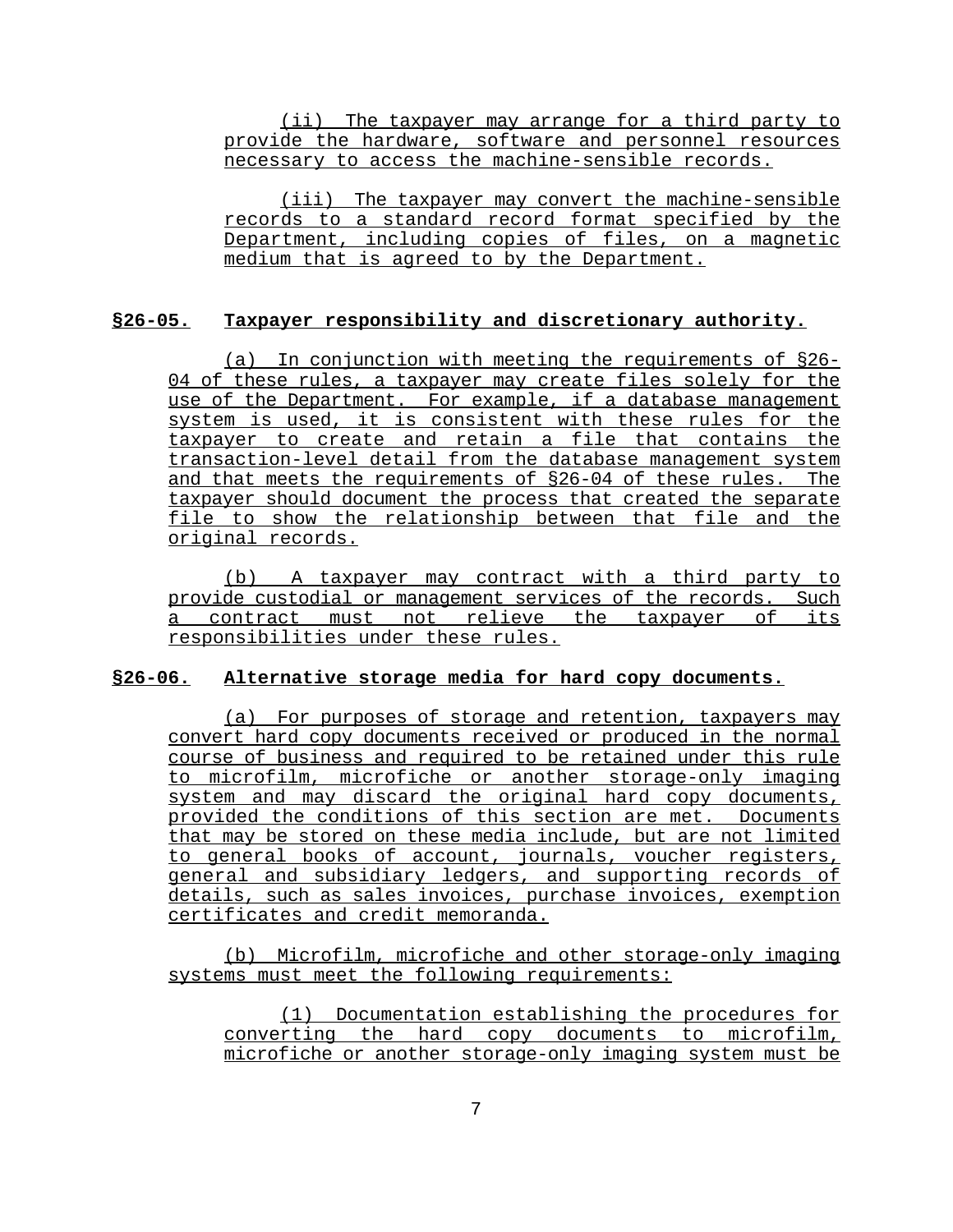(ii) The taxpayer may arrange for a third party to provide the hardware, software and personnel resources necessary to access the machine-sensible records.

(iii) The taxpayer may convert the machine-sensible records to a standard record format specified by the Department, including copies of files, on a magnetic medium that is agreed to by the Department.

**§26-05. Taxpayer responsibility and discretionary authority.**

(a) In conjunction with meeting the requirements of §26-04 of these rules, a taxpayer may create files solely for the use of the Department. For example, if a database management system is used, it is consistent with these rules for the taxpayer to create and retain a file that contains the transaction-level detail from the database management system and that meets the requirements of §26-04 of these rules. The taxpayer should document the process that created the separate file to show the relationship between that file and the original records.

(b) A taxpayer may contract with a third party to provide custodial or management services of the records. Such a contract must not relieve the taxpayer of its responsibilities under these rules.

**§26-06. Alternative storage media for hard copy documents.**

(a) For purposes of storage and retention, taxpayers may convert hard copy documents received or produced in the normal course of business and required to be retained under this rule to microfilm, microfiche or another storage-only imaging system and may discard the original hard copy documents, provided the conditions of this section are met. Documents that may be stored on these media include, but are not limited to general books of account, journals, voucher registers, general and subsidiary ledgers, and supporting records of details, such as sales invoices, purchase invoices, exemption certificates and credit memoranda.

(b) Microfilm, microfiche and other storage-only imaging systems must meet the following requirements:

(1) Documentation establishing the procedures for converting the hard copy documents to microfilm, microfiche or another storage-only imaging system must be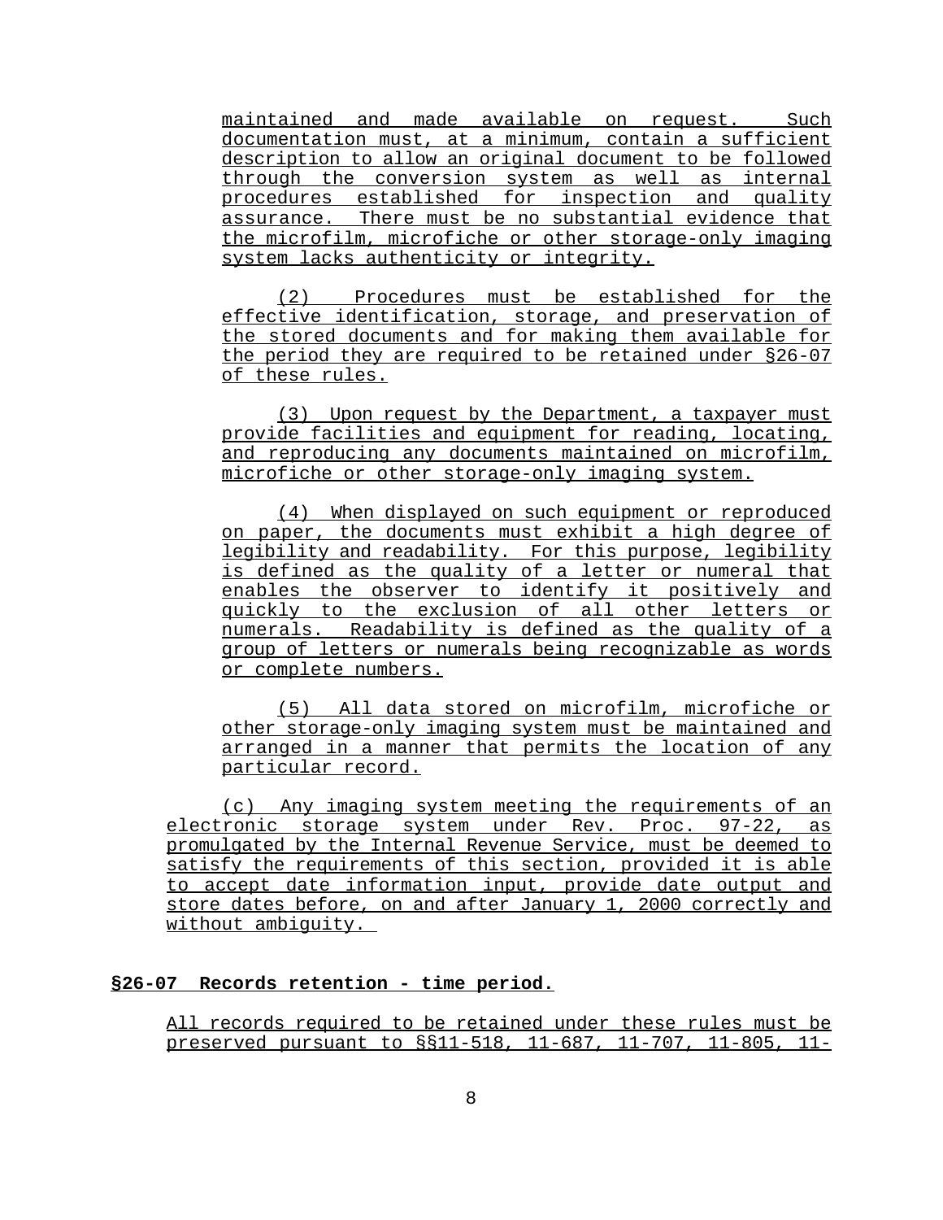maintained and made available on request. Such documentation must, at a minimum, contain a sufficient description to allow an original document to be followed through the conversion system as well as internal procedures established for inspection and quality assurance. There must be no substantial evidence that the microfilm, microfiche or other storage-only imaging system lacks authenticity or integrity.

(2) Procedures must be established for the effective identification, storage, and preservation of the stored documents and for making them available for the period they are required to be retained under §26-07 of these rules.

(3) Upon request by the Department, a taxpayer must provide facilities and equipment for reading, locating, and reproducing any documents maintained on microfilm, microfiche or other storage-only imaging system.

(4) When displayed on such equipment or reproduced on paper, the documents must exhibit a high degree of legibility and readability. For this purpose, legibility is defined as the quality of a letter or numeral that enables the observer to identify it positively and quickly to the exclusion of all other letters or numerals. Readability is defined as the quality of a group of letters or numerals being recognizable as words or complete numbers.

(5) All data stored on microfilm, microfiche or other storage-only imaging system must be maintained and arranged in a manner that permits the location of any particular record.

(c) Any imaging system meeting the requirements of an electronic storage system under Rev. Proc. 97-22, as promulgated by the Internal Revenue Service, must be deemed to satisfy the requirements of this section, provided it is able to accept date information input, provide date output and store dates before, on and after January 1, 2000 correctly and without ambiguity.

**§26-07 Records retention - time period.**

All records required to be retained under these rules must be preserved pursuant to §§11-518, 11-687, 11-707, 11-805, 11-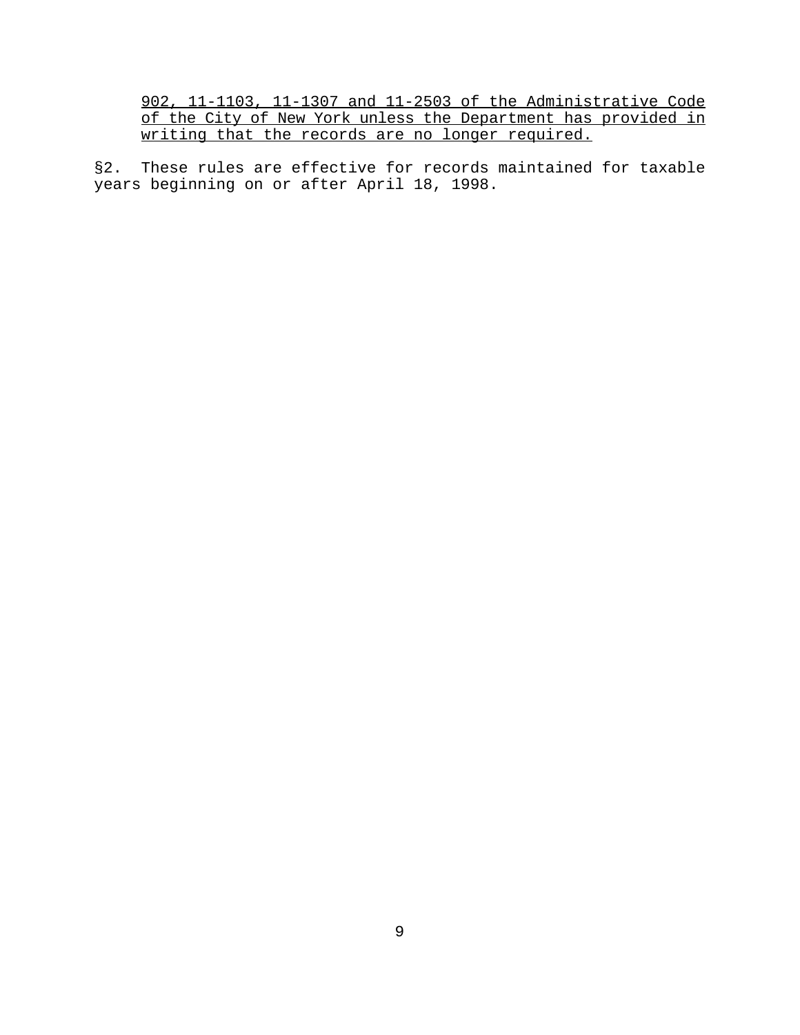<u>902, 11-1103, 11-1307 and 11-2503 of the Administrative Code of the City of New York unless the Department has provided in writing that the records are no longer required.</u>

§2. These rules are effective for records maintained for taxable years beginning on or after April 18, 1998.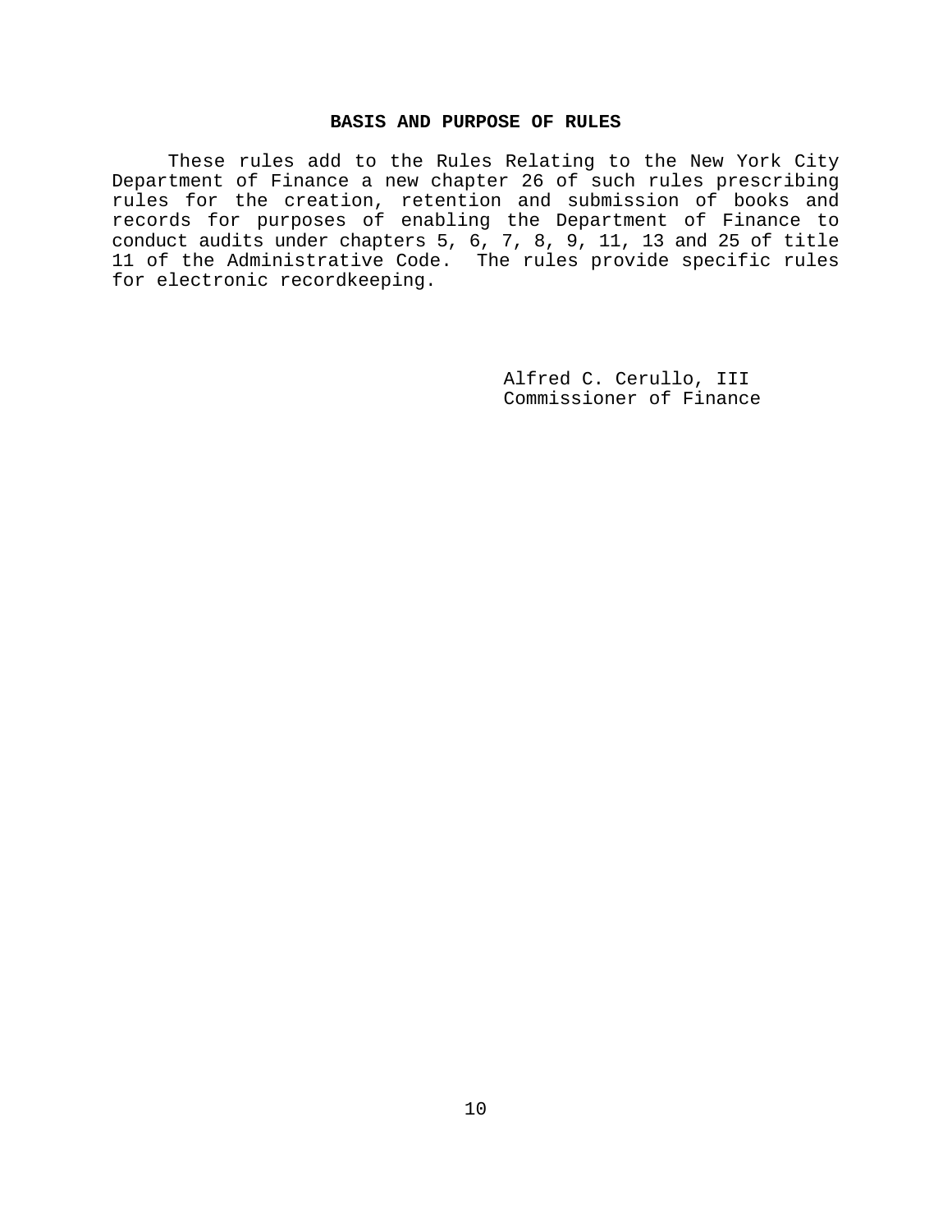## BASIS AND PURPOSE OF RULES

These rules add to the Rules Relating to the New York City Department of Finance a new chapter 26 of such rules prescribing rules for the creation, retention and submission of books and records for purposes of enabling the Department of Finance to conduct audits under chapters 5, 6, 7, 8, 9, 11, 13 and 25 of title 11 of the Administrative Code. The rules provide specific rules for electronic recordkeeping.

Alfred C. Cerullo, III
Commissioner of Finance